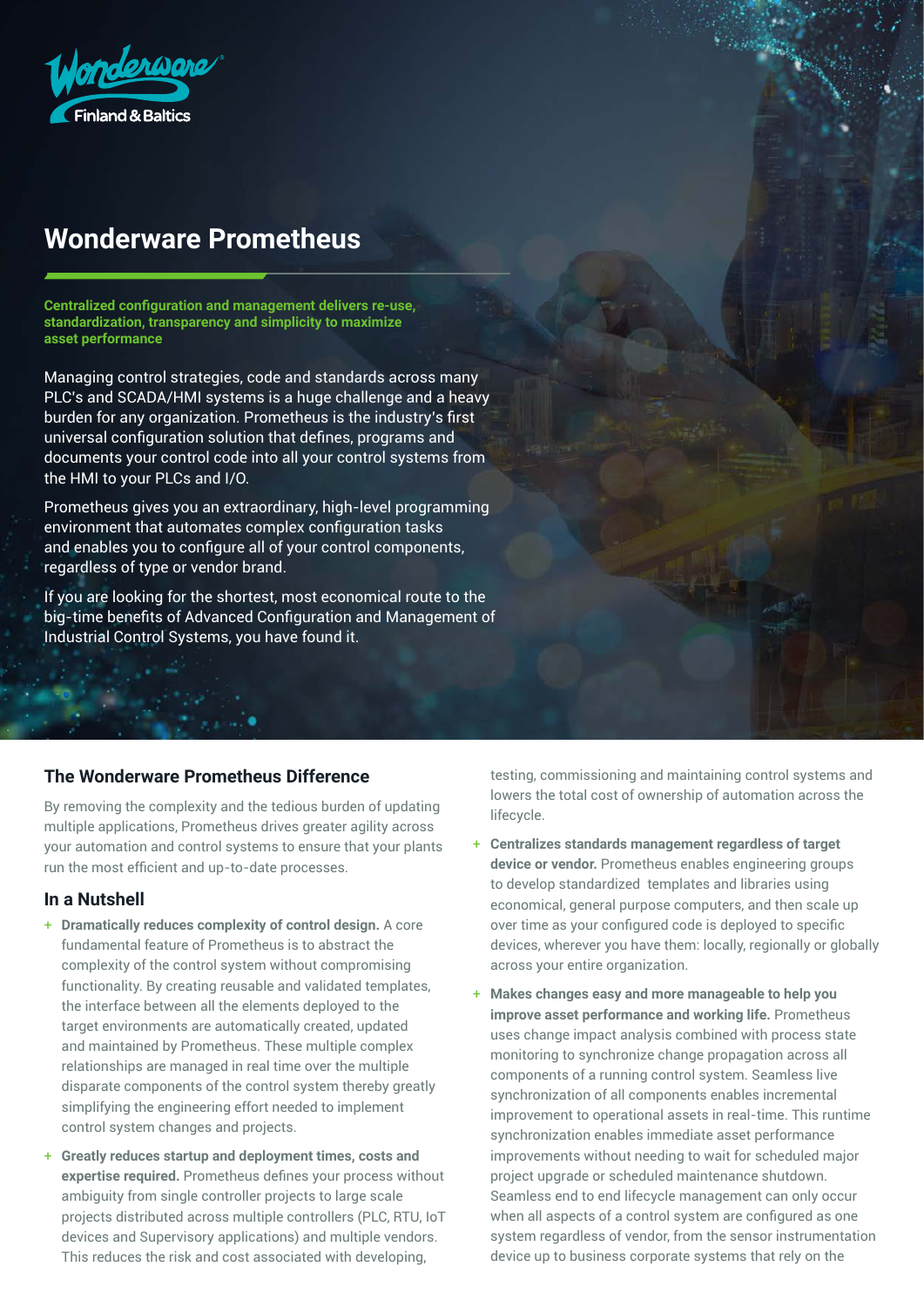Wonderware Finland & Baltics

# Wonderware Prometheus

**Centralized configuration and management delivers re-use, standardization, transparency and simplicity to maximize asset performance**

Managing control strategies, code and standards across many PLC's and SCADA/HMI systems is a huge challenge and a heavy burden for any organization. Prometheus is the industry's first universal configuration solution that defines, programs and documents your control code into all your control systems from the HMI to your PLCs and I/O.

Prometheus gives you an extraordinary, high-level programming environment that automates complex configuration tasks and enables you to configure all of your control components, regardless of type or vendor brand.

If you are looking for the shortest, most economical route to the big-time benefits of Advanced Configuration and Management of Industrial Control Systems, you have found it.

## The Wonderware Prometheus Difference

By removing the complexity and the tedious burden of updating multiple applications, Prometheus drives greater agility across your automation and control systems to ensure that your plants run the most efficient and up-to-date processes.

## In a Nutshell

- **Dramatically reduces complexity of control design.** A core fundamental feature of Prometheus is to abstract the complexity of the control system without compromising functionality. By creating reusable and validated templates, the interface between all the elements deployed to the target environments are automatically created, updated and maintained by Prometheus. These multiple complex relationships are managed in real time over the multiple disparate components of the control system thereby greatly simplifying the engineering effort needed to implement control system changes and projects.
- **Greatly reduces startup and deployment times, costs and expertise required.** Prometheus defines your process without ambiguity from single controller projects to large scale projects distributed across multiple controllers (PLC, RTU, IoT devices and Supervisory applications) and multiple vendors. This reduces the risk and cost associated with developing, testing, commissioning and maintaining control systems and lowers the total cost of ownership of automation across the lifecycle.
- **Centralizes standards management regardless of target device or vendor.** Prometheus enables engineering groups to develop standardized templates and libraries using economical, general purpose computers, and then scale up over time as your configured code is deployed to specific devices, wherever you have them: locally, regionally or globally across your entire organization.
- **Makes changes easy and more manageable to help you improve asset performance and working life.** Prometheus uses change impact analysis combined with process state monitoring to synchronize change propagation across all components of a running control system. Seamless live synchronization of all components enables incremental improvement to operational assets in real-time. This runtime synchronization enables immediate asset performance improvements without needing to wait for scheduled major project upgrade or scheduled maintenance shutdown. Seamless end to end lifecycle management can only occur when all aspects of a control system are configured as one system regardless of vendor, from the sensor instrumentation device up to business corporate systems that rely on the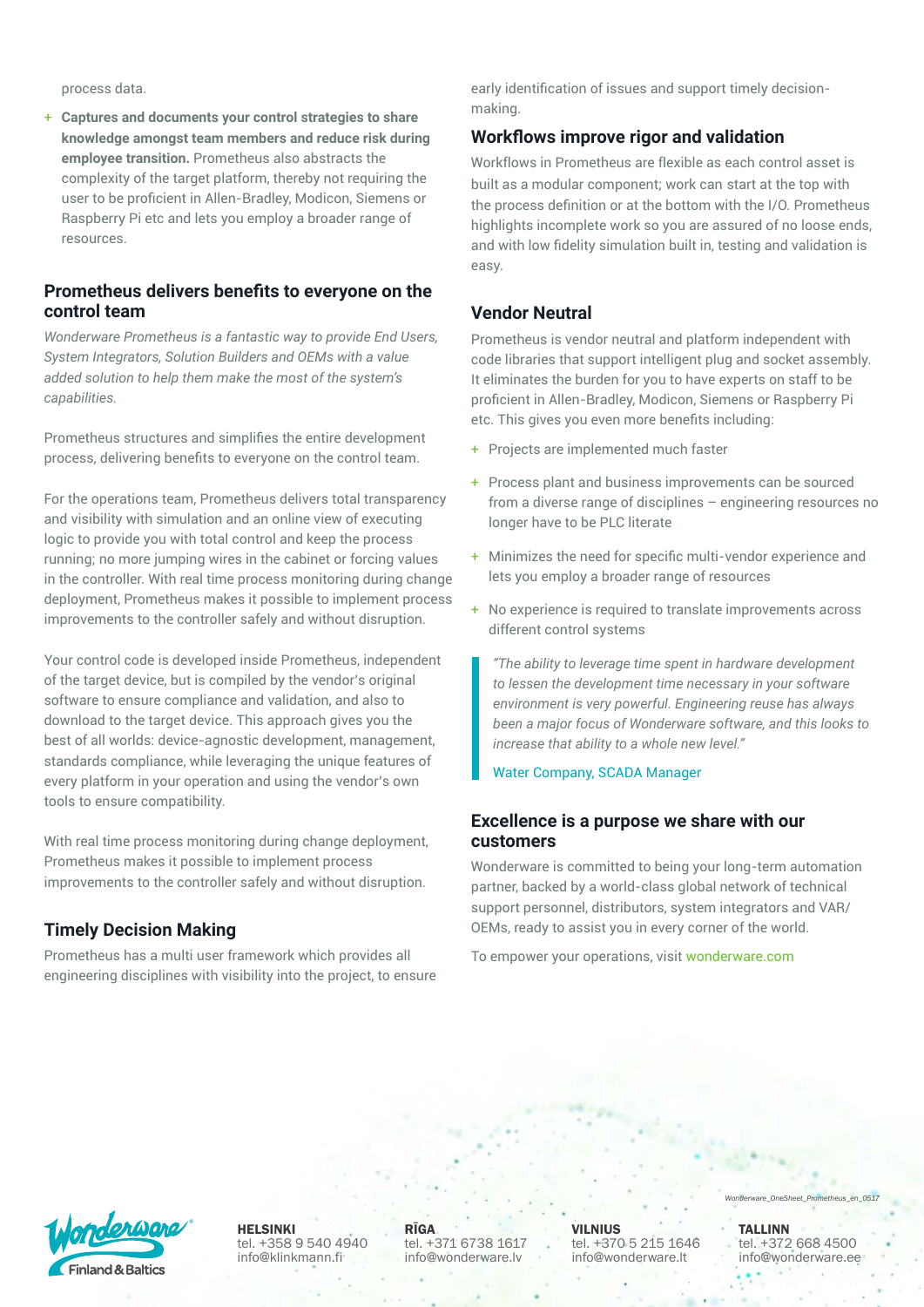process data.

- **Captures and documents your control strategies to share knowledge amongst team members and reduce risk during employee transition.** Prometheus also abstracts the complexity of the target platform, thereby not requiring the user to be proficient in Allen-Bradley, Modicon, Siemens or Raspberry Pi etc and lets you employ a broader range of resources.

## Prometheus delivers benefits to everyone on the control team

*Wonderware Prometheus is a fantastic way to provide End Users, System Integrators, Solution Builders and OEMs with a value added solution to help them make the most of the system's capabilities.*

Prometheus structures and simplifies the entire development process, delivering benefits to everyone on the control team.

For the operations team, Prometheus delivers total transparency and visibility with simulation and an online view of executing logic to provide you with total control and keep the process running; no more jumping wires in the cabinet or forcing values in the controller. With real time process monitoring during change deployment, Prometheus makes it possible to implement process improvements to the controller safely and without disruption.

Your control code is developed inside Prometheus, independent of the target device, but is compiled by the vendor's original software to ensure compliance and validation, and also to download to the target device. This approach gives you the best of all worlds: device-agnostic development, management, standards compliance, while leveraging the unique features of every platform in your operation and using the vendor's own tools to ensure compatibility.

With real time process monitoring during change deployment, Prometheus makes it possible to implement process improvements to the controller safely and without disruption.

## Timely Decision Making

Prometheus has a multi user framework which provides all engineering disciplines with visibility into the project, to ensure early identification of issues and support timely decision-making.

## Workflows improve rigor and validation

Workflows in Prometheus are flexible as each control asset is built as a modular component; work can start at the top with the process definition or at the bottom with the I/O. Prometheus highlights incomplete work so you are assured of no loose ends, and with low fidelity simulation built in, testing and validation is easy.

## Vendor Neutral

Prometheus is vendor neutral and platform independent with code libraries that support intelligent plug and socket assembly. It eliminates the burden for you to have experts on staff to be proficient in Allen-Bradley, Modicon, Siemens or Raspberry Pi etc. This gives you even more benefits including:

- Projects are implemented much faster
- Process plant and business improvements can be sourced from a diverse range of disciplines – engineering resources no longer have to be PLC literate
- Minimizes the need for specific multi-vendor experience and lets you employ a broader range of resources
- No experience is required to translate improvements across different control systems

> *"The ability to leverage time spent in hardware development to lessen the development time necessary in your software environment is very powerful. Engineering reuse has always been a major focus of Wonderware software, and this looks to increase that ability to a whole new level."*
>
> Water Company, SCADA Manager

## Excellence is a purpose we share with our customers

Wonderware is committed to being your long-term automation partner, backed by a world-class global network of technical support personnel, distributors, system integrators and VAR/OEMs, ready to assist you in every corner of the world.

To empower your operations, visit wonderware.com

Wonderware_OneSheet_Prometheus_en_0517

Wonderware Finland & Baltics

**HELSINKI**
tel. +358 9 540 4940
info@klinkmann.fi

**RĪGA**
tel. +371 6738 1617
info@wonderware.lv

**VILNIUS**
tel. +370 5 215 1646
info@wonderware.lt

**TALLINN**
tel. +372 668 4500
info@wonderware.ee